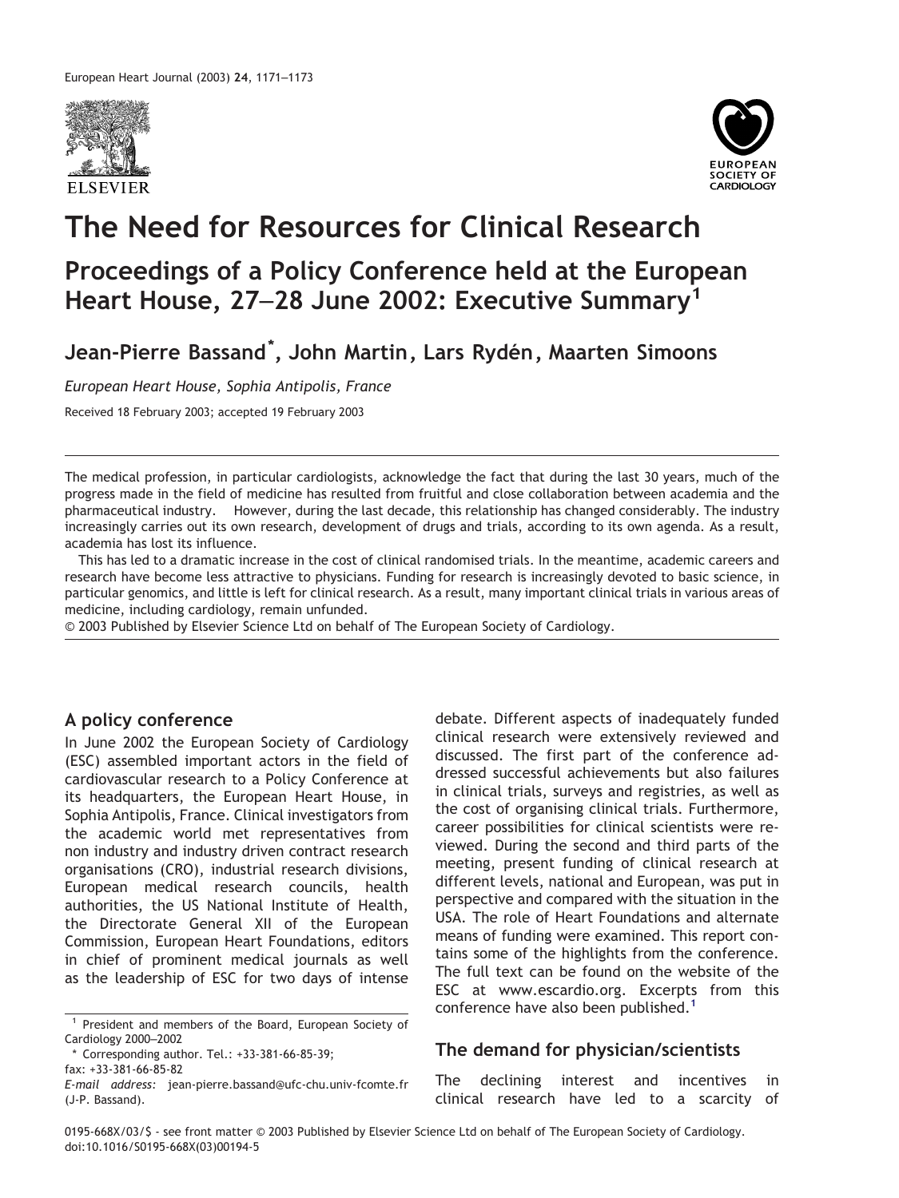# The Need for Resources for Clinical Research

## Proceedings of a Policy Conference held at the European Heart House, 27–28 June 2002: Executive Summary[1]

**Jean-Pierre Bassand[*], John Martin, Lars Rydén, Maarten Simoons**

*European Heart House, Sophia Antipolis, France*

Received 18 February 2003; accepted 19 February 2003

The medical profession, in particular cardiologists, acknowledge the fact that during the last 30 years, much of the progress made in the field of medicine has resulted from fruitful and close collaboration between academia and the pharmaceutical industry. However, during the last decade, this relationship has changed considerably. The industry increasingly carries out its own research, development of drugs and trials, according to its own agenda. As a result, academia has lost its influence.

This has led to a dramatic increase in the cost of clinical randomised trials. In the meantime, academic careers and research have become less attractive to physicians. Funding for research is increasingly devoted to basic science, in particular genomics, and little is left for clinical research. As a result, many important clinical trials in various areas of medicine, including cardiology, remain unfunded.

© 2003 Published by Elsevier Science Ltd on behalf of The European Society of Cardiology.

### A policy conference

In June 2002 the European Society of Cardiology (ESC) assembled important actors in the field of cardiovascular research to a Policy Conference at its headquarters, the European Heart House, in Sophia Antipolis, France. Clinical investigators from the academic world met representatives from non industry and industry driven contract research organisations (CRO), industrial research divisions, European medical research councils, health authorities, the US National Institute of Health, the Directorate General XII of the European Commission, European Heart Foundations, editors in chief of prominent medical journals as well as the leadership of ESC for two days of intense debate. Different aspects of inadequately funded clinical research were extensively reviewed and discussed. The first part of the conference addressed successful achievements but also failures in clinical trials, surveys and registries, as well as the cost of organising clinical trials. Furthermore, career possibilities for clinical scientists were reviewed. During the second and third parts of the meeting, present funding of clinical research at different levels, national and European, was put in perspective and compared with the situation in the USA. The role of Heart Foundations and alternate means of funding were examined. This report contains some of the highlights from the conference. The full text can be found on the website of the ESC at www.escardio.org. Excerpts from this conference have also been published.[1]

### The demand for physician/scientists

The declining interest and incentives in clinical research have led to a scarcity of

---

[1] President and members of the Board, European Society of Cardiology 2000–2002

[*] Corresponding author. Tel.: +33-381-66-85-39; fax: +33-381-66-85-82

*E-mail address:* jean-pierre.bassand@ufc-chu.univ-fcomte.fr (J-P. Bassand).

0195-668X/03/$ - see front matter © 2003 Published by Elsevier Science Ltd on behalf of The European Society of Cardiology.
doi:10.1016/S0195-668X(03)00194-5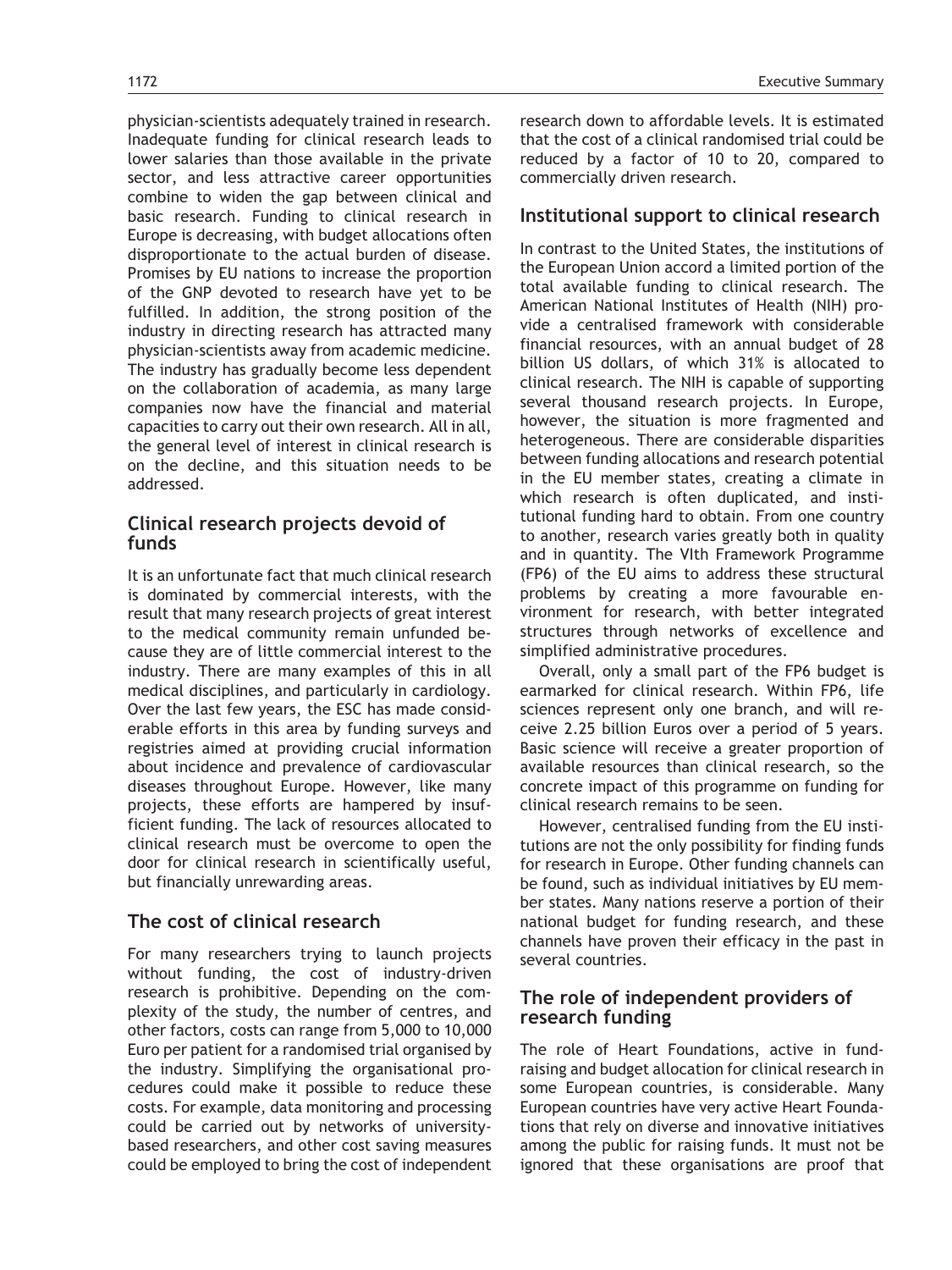physician-scientists adequately trained in research. Inadequate funding for clinical research leads to lower salaries than those available in the private sector, and less attractive career opportunities combine to widen the gap between clinical and basic research. Funding to clinical research in Europe is decreasing, with budget allocations often disproportionate to the actual burden of disease. Promises by EU nations to increase the proportion of the GNP devoted to research have yet to be fulfilled. In addition, the strong position of the industry in directing research has attracted many physician-scientists away from academic medicine. The industry has gradually become less dependent on the collaboration of academia, as many large companies now have the financial and material capacities to carry out their own research. All in all, the general level of interest in clinical research is on the decline, and this situation needs to be addressed.

## Clinical research projects devoid of funds

It is an unfortunate fact that much clinical research is dominated by commercial interests, with the result that many research projects of great interest to the medical community remain unfunded because they are of little commercial interest to the industry. There are many examples of this in all medical disciplines, and particularly in cardiology. Over the last few years, the ESC has made considerable efforts in this area by funding surveys and registries aimed at providing crucial information about incidence and prevalence of cardiovascular diseases throughout Europe. However, like many projects, these efforts are hampered by insufficient funding. The lack of resources allocated to clinical research must be overcome to open the door for clinical research in scientifically useful, but financially unrewarding areas.

## The cost of clinical research

For many researchers trying to launch projects without funding, the cost of industry-driven research is prohibitive. Depending on the complexity of the study, the number of centres, and other factors, costs can range from 5,000 to 10,000 Euro per patient for a randomised trial organised by the industry. Simplifying the organisational procedures could make it possible to reduce these costs. For example, data monitoring and processing could be carried out by networks of university-based researchers, and other cost saving measures could be employed to bring the cost of independent research down to affordable levels. It is estimated that the cost of a clinical randomised trial could be reduced by a factor of 10 to 20, compared to commercially driven research.

## Institutional support to clinical research

In contrast to the United States, the institutions of the European Union accord a limited portion of the total available funding to clinical research. The American National Institutes of Health (NIH) provide a centralised framework with considerable financial resources, with an annual budget of 28 billion US dollars, of which 31% is allocated to clinical research. The NIH is capable of supporting several thousand research projects. In Europe, however, the situation is more fragmented and heterogeneous. There are considerable disparities between funding allocations and research potential in the EU member states, creating a climate in which research is often duplicated, and institutional funding hard to obtain. From one country to another, research varies greatly both in quality and in quantity. The VIth Framework Programme (FP6) of the EU aims to address these structural problems by creating a more favourable environment for research, with better integrated structures through networks of excellence and simplified administrative procedures.

Overall, only a small part of the FP6 budget is earmarked for clinical research. Within FP6, life sciences represent only one branch, and will receive 2.25 billion Euros over a period of 5 years. Basic science will receive a greater proportion of available resources than clinical research, so the concrete impact of this programme on funding for clinical research remains to be seen.

However, centralised funding from the EU institutions are not the only possibility for finding funds for research in Europe. Other funding channels can be found, such as individual initiatives by EU member states. Many nations reserve a portion of their national budget for funding research, and these channels have proven their efficacy in the past in several countries.

## The role of independent providers of research funding

The role of Heart Foundations, active in fundraising and budget allocation for clinical research in some European countries, is considerable. Many European countries have very active Heart Foundations that rely on diverse and innovative initiatives among the public for raising funds. It must not be ignored that these organisations are proof that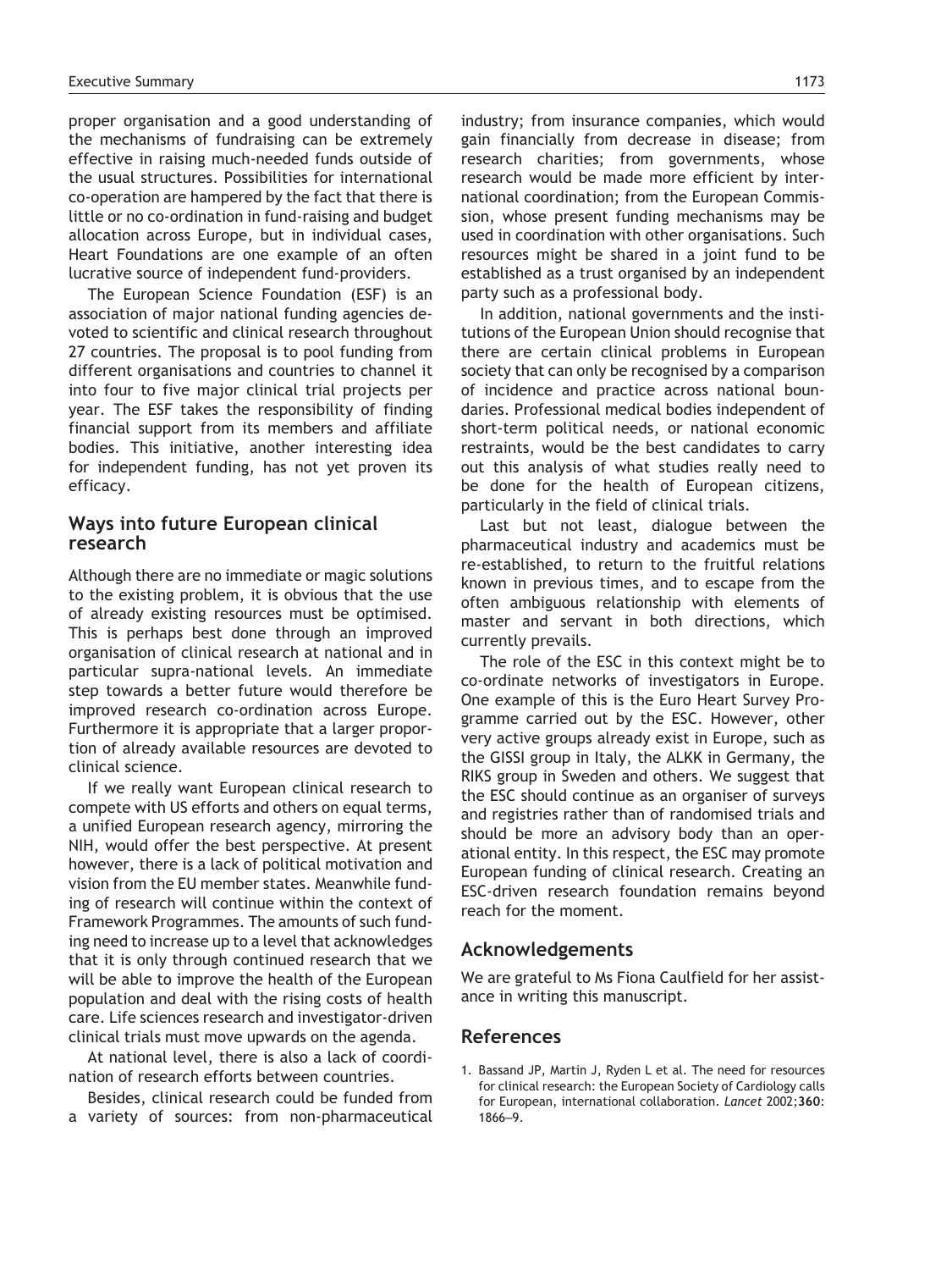proper organisation and a good understanding of the mechanisms of fundraising can be extremely effective in raising much-needed funds outside of the usual structures. Possibilities for international co-operation are hampered by the fact that there is little or no co-ordination in fund-raising and budget allocation across Europe, but in individual cases, Heart Foundations are one example of an often lucrative source of independent fund-providers.

The European Science Foundation (ESF) is an association of major national funding agencies devoted to scientific and clinical research throughout 27 countries. The proposal is to pool funding from different organisations and countries to channel it into four to five major clinical trial projects per year. The ESF takes the responsibility of finding financial support from its members and affiliate bodies. This initiative, another interesting idea for independent funding, has not yet proven its efficacy.

## Ways into future European clinical research

Although there are no immediate or magic solutions to the existing problem, it is obvious that the use of already existing resources must be optimised. This is perhaps best done through an improved organisation of clinical research at national and in particular supra-national levels. An immediate step towards a better future would therefore be improved research co-ordination across Europe. Furthermore it is appropriate that a larger proportion of already available resources are devoted to clinical science.

If we really want European clinical research to compete with US efforts and others on equal terms, a unified European research agency, mirroring the NIH, would offer the best perspective. At present however, there is a lack of political motivation and vision from the EU member states. Meanwhile funding of research will continue within the context of Framework Programmes. The amounts of such funding need to increase up to a level that acknowledges that it is only through continued research that we will be able to improve the health of the European population and deal with the rising costs of health care. Life sciences research and investigator-driven clinical trials must move upwards on the agenda.

At national level, there is also a lack of coordination of research efforts between countries.

Besides, clinical research could be funded from a variety of sources: from non-pharmaceutical industry; from insurance companies, which would gain financially from decrease in disease; from research charities; from governments, whose research would be made more efficient by international coordination; from the European Commission, whose present funding mechanisms may be used in coordination with other organisations. Such resources might be shared in a joint fund to be established as a trust organised by an independent party such as a professional body.

In addition, national governments and the institutions of the European Union should recognise that there are certain clinical problems in European society that can only be recognised by a comparison of incidence and practice across national boundaries. Professional medical bodies independent of short-term political needs, or national economic restraints, would be the best candidates to carry out this analysis of what studies really need to be done for the health of European citizens, particularly in the field of clinical trials.

Last but not least, dialogue between the pharmaceutical industry and academics must be re-established, to return to the fruitful relations known in previous times, and to escape from the often ambiguous relationship with elements of master and servant in both directions, which currently prevails.

The role of the ESC in this context might be to co-ordinate networks of investigators in Europe. One example of this is the Euro Heart Survey Programme carried out by the ESC. However, other very active groups already exist in Europe, such as the GISSI group in Italy, the ALKK in Germany, the RIKS group in Sweden and others. We suggest that the ESC should continue as an organiser of surveys and registries rather than of randomised trials and should be more an advisory body than an operational entity. In this respect, the ESC may promote European funding of clinical research. Creating an ESC-driven research foundation remains beyond reach for the moment.

## Acknowledgements

We are grateful to Ms Fiona Caulfield for her assistance in writing this manuscript.

## References

1. Bassand JP, Martin J, Ryden L et al. The need for resources for clinical research: the European Society of Cardiology calls for European, international collaboration. *Lancet* 2002;**360**: 1866–9.